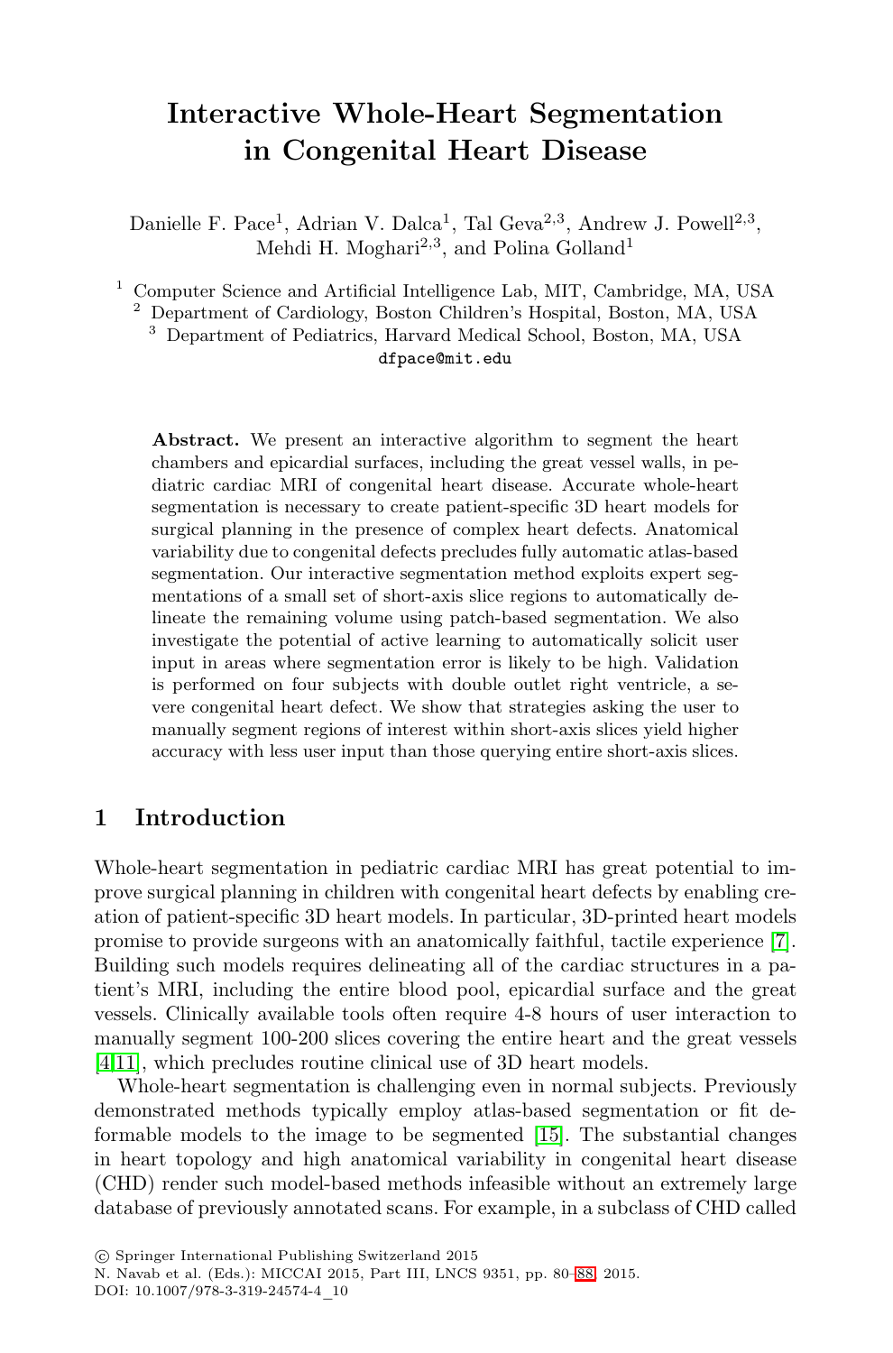# Interactive Whole-Heart Segmentation in Congenital Heart Disease

Danielle F. Pace[1], Adrian V. Dalca[1], Tal Geva[2,3], Andrew J. Powell[2,3], Mehdi H. Moghari[2,3], and Polina Golland[1]

[1] Computer Science and Artificial Intelligence Lab, MIT, Cambridge, MA, USA
[2] Department of Cardiology, Boston Children's Hospital, Boston, MA, USA
[3] Department of Pediatrics, Harvard Medical School, Boston, MA, USA
dfpace@mit.edu

**Abstract.** We present an interactive algorithm to segment the heart chambers and epicardial surfaces, including the great vessel walls, in pediatric cardiac MRI of congenital heart disease. Accurate whole-heart segmentation is necessary to create patient-specific 3D heart models for surgical planning in the presence of complex heart defects. Anatomical variability due to congenital defects precludes fully automatic atlas-based segmentation. Our interactive segmentation method exploits expert segmentations of a small set of short-axis slice regions to automatically delineate the remaining volume using patch-based segmentation. We also investigate the potential of active learning to automatically solicit user input in areas where segmentation error is likely to be high. Validation is performed on four subjects with double outlet right ventricle, a severe congenital heart defect. We show that strategies asking the user to manually segment regions of interest within short-axis slices yield higher accuracy with less user input than those querying entire short-axis slices.

## 1 Introduction

Whole-heart segmentation in pediatric cardiac MRI has great potential to improve surgical planning in children with congenital heart defects by enabling creation of patient-specific 3D heart models. In particular, 3D-printed heart models promise to provide surgeons with an anatomically faithful, tactile experience [7]. Building such models requires delineating all of the cardiac structures in a patient's MRI, including the entire blood pool, epicardial surface and the great vessels. Clinically available tools often require 4-8 hours of user interaction to manually segment 100-200 slices covering the entire heart and the great vessels [4,11], which precludes routine clinical use of 3D heart models.

Whole-heart segmentation is challenging even in normal subjects. Previously demonstrated methods typically employ atlas-based segmentation or fit deformable models to the image to be segmented [15]. The substantial changes in heart topology and high anatomical variability in congenital heart disease (CHD) render such model-based methods infeasible without an extremely large database of previously annotated scans. For example, in a subclass of CHD called

© Springer International Publishing Switzerland 2015
N. Navab et al. (Eds.): MICCAI 2015, Part III, LNCS 9351, pp. 80–88, 2015.
DOI: 10.1007/978-3-319-24574-4_10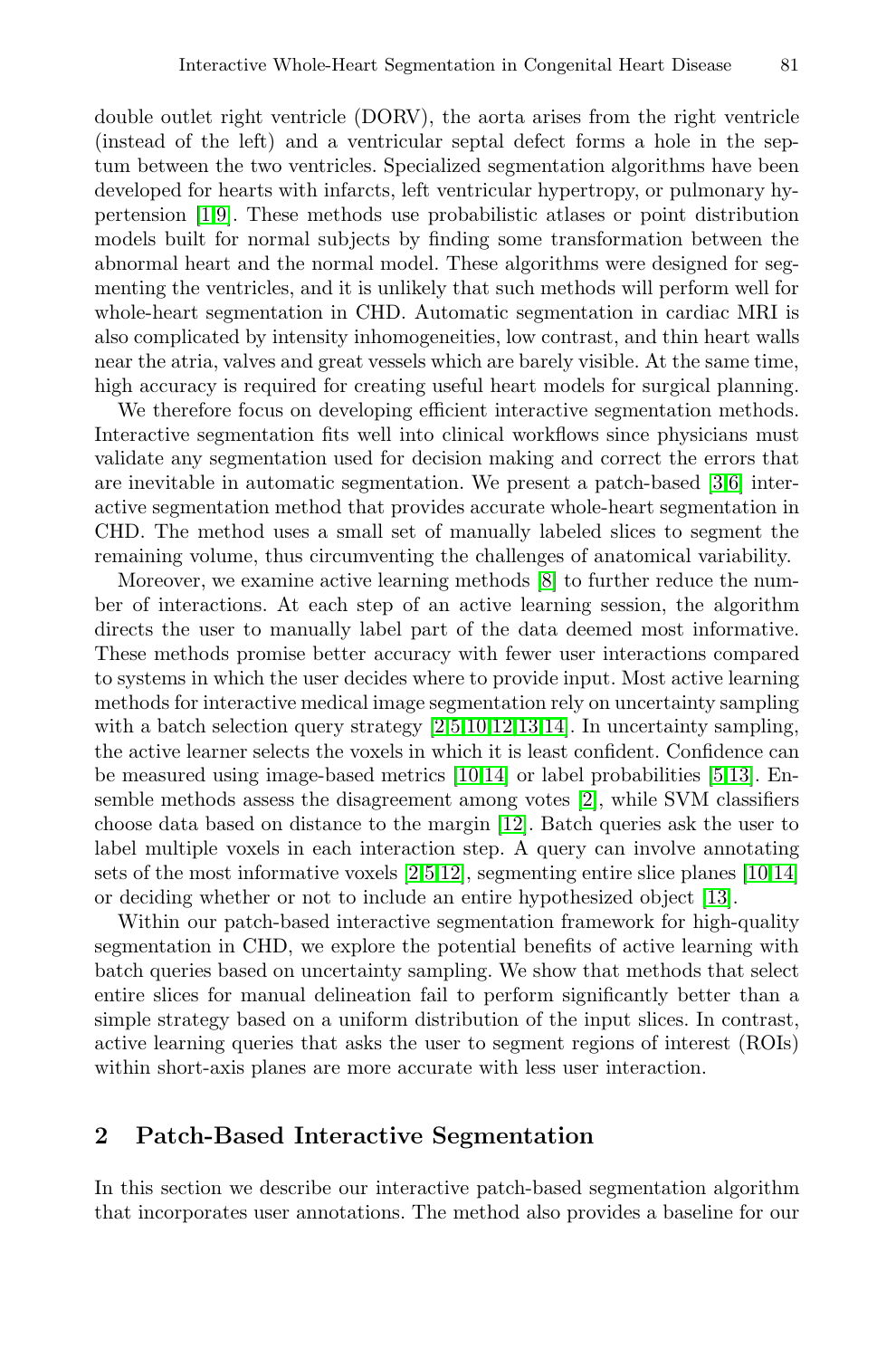double outlet right ventricle (DORV), the aorta arises from the right ventricle (instead of the left) and a ventricular septal defect forms a hole in the septum between the two ventricles. Specialized segmentation algorithms have been developed for hearts with infarcts, left ventricular hypertropy, or pulmonary hypertension [1,9]. These methods use probabilistic atlases or point distribution models built for normal subjects by finding some transformation between the abnormal heart and the normal model. These algorithms were designed for segmenting the ventricles, and it is unlikely that such methods will perform well for whole-heart segmentation in CHD. Automatic segmentation in cardiac MRI is also complicated by intensity inhomogeneities, low contrast, and thin heart walls near the atria, valves and great vessels which are barely visible. At the same time, high accuracy is required for creating useful heart models for surgical planning.

We therefore focus on developing efficient interactive segmentation methods. Interactive segmentation fits well into clinical workflows since physicians must validate any segmentation used for decision making and correct the errors that are inevitable in automatic segmentation. We present a patch-based [3,6] interactive segmentation method that provides accurate whole-heart segmentation in CHD. The method uses a small set of manually labeled slices to segment the remaining volume, thus circumventing the challenges of anatomical variability.

Moreover, we examine active learning methods [8] to further reduce the number of interactions. At each step of an active learning session, the algorithm directs the user to manually label part of the data deemed most informative. These methods promise better accuracy with fewer user interactions compared to systems in which the user decides where to provide input. Most active learning methods for interactive medical image segmentation rely on uncertainty sampling with a batch selection query strategy [2,5,10,12,13,14]. In uncertainty sampling, the active learner selects the voxels in which it is least confident. Confidence can be measured using image-based metrics [10,14] or label probabilities [5,13]. Ensemble methods assess the disagreement among votes [2], while SVM classifiers choose data based on distance to the margin [12]. Batch queries ask the user to label multiple voxels in each interaction step. A query can involve annotating sets of the most informative voxels [2,5,12], segmenting entire slice planes [10,14] or deciding whether or not to include an entire hypothesized object [13].

Within our patch-based interactive segmentation framework for high-quality segmentation in CHD, we explore the potential benefits of active learning with batch queries based on uncertainty sampling. We show that methods that select entire slices for manual delineation fail to perform significantly better than a simple strategy based on a uniform distribution of the input slices. In contrast, active learning queries that asks the user to segment regions of interest (ROIs) within short-axis planes are more accurate with less user interaction.

## 2 Patch-Based Interactive Segmentation

In this section we describe our interactive patch-based segmentation algorithm that incorporates user annotations. The method also provides a baseline for our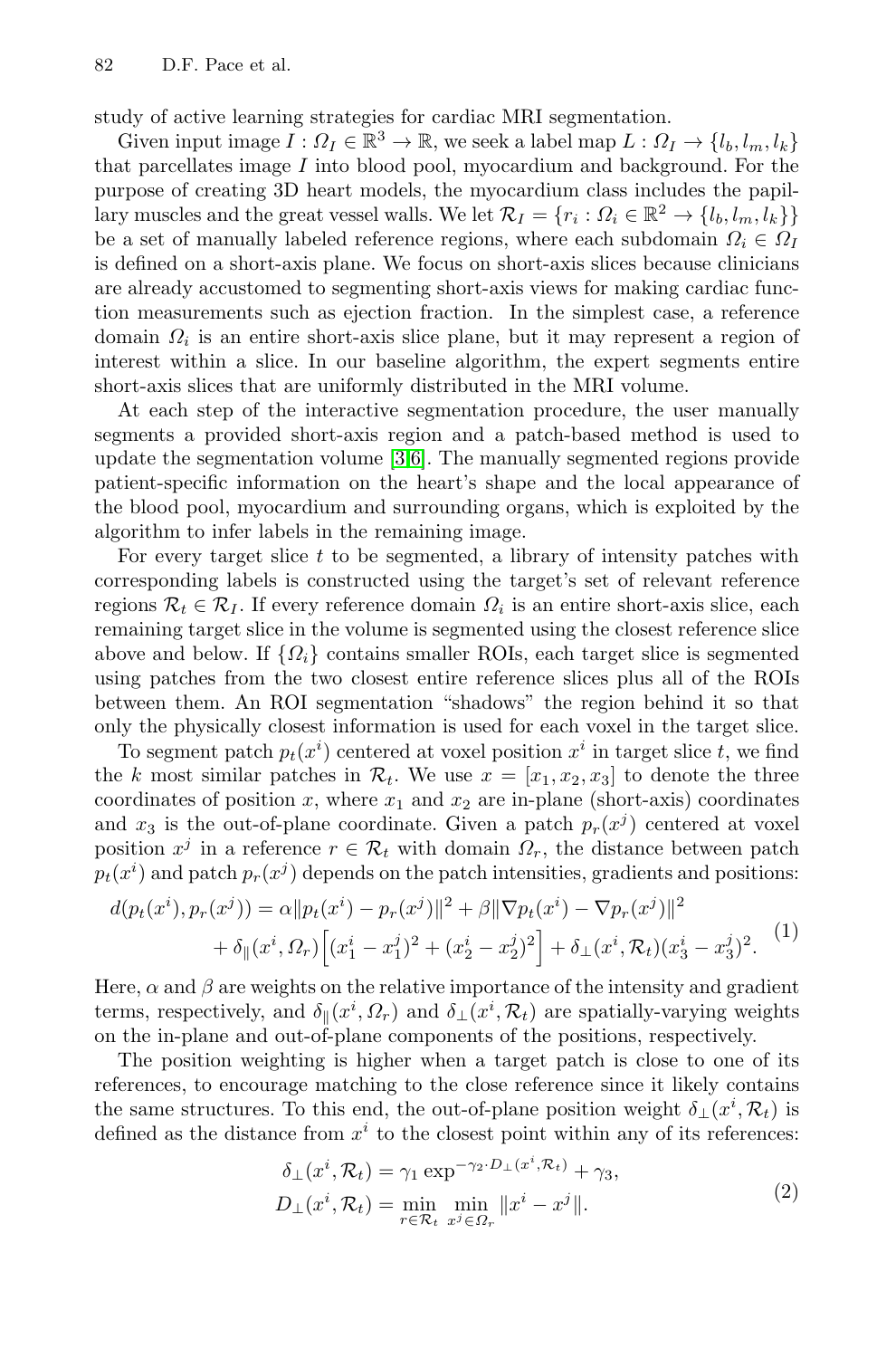study of active learning strategies for cardiac MRI segmentation.

Given input image $I : \Omega_I \in \mathbb{R}^3 \to \mathbb{R}$, we seek a label map $L : \Omega_I \to \{l_b, l_m, l_k\}$ that parcellates image $I$ into blood pool, myocardium and background. For the purpose of creating 3D heart models, the myocardium class includes the papillary muscles and the great vessel walls. We let $\mathcal{R}_I = \{r_i : \Omega_i \in \mathbb{R}^2 \to \{l_b, l_m, l_k\}\}$ be a set of manually labeled reference regions, where each subdomain $\Omega_i \in \Omega_I$ is defined on a short-axis plane. We focus on short-axis slices because clinicians are already accustomed to segmenting short-axis views for making cardiac function measurements such as ejection fraction. In the simplest case, a reference domain $\Omega_i$ is an entire short-axis slice plane, but it may represent a region of interest within a slice. In our baseline algorithm, the expert segments entire short-axis slices that are uniformly distributed in the MRI volume.

At each step of the interactive segmentation procedure, the user manually segments a provided short-axis region and a patch-based method is used to update the segmentation volume [3,6]. The manually segmented regions provide patient-specific information on the heart's shape and the local appearance of the blood pool, myocardium and surrounding organs, which is exploited by the algorithm to infer labels in the remaining image.

For every target slice $t$ to be segmented, a library of intensity patches with corresponding labels is constructed using the target's set of relevant reference regions $\mathcal{R}_t \in \mathcal{R}_I$. If every reference domain $\Omega_i$ is an entire short-axis slice, each remaining target slice in the volume is segmented using the closest reference slice above and below. If $\{\Omega_i\}$ contains smaller ROIs, each target slice is segmented using patches from the two closest entire reference slices plus all of the ROIs between them. An ROI segmentation "shadows" the region behind it so that only the physically closest information is used for each voxel in the target slice.

To segment patch $p_t(x^i)$ centered at voxel position $x^i$ in target slice $t$, we find the $k$ most similar patches in $\mathcal{R}_t$. We use $x = [x_1, x_2, x_3]$ to denote the three coordinates of position $x$, where $x_1$ and $x_2$ are in-plane (short-axis) coordinates and $x_3$ is the out-of-plane coordinate. Given a patch $p_r(x^j)$ centered at voxel position $x^j$ in a reference $r \in \mathcal{R}_t$ with domain $\Omega_r$, the distance between patch $p_t(x^i)$ and patch $p_r(x^j)$ depends on the patch intensities, gradients and positions:

$$
\begin{aligned}
d(p_t(x^i), p_r(x^j)) &= \alpha \|p_t(x^i) - p_r(x^j)\|^2 + \beta \|\nabla p_t(x^i) - \nabla p_r(x^j)\|^2 \\
&\quad + \delta_{\parallel}(x^i, \Omega_r)\Big[(x_1^i - x_1^j)^2 + (x_2^i - x_2^j)^2\Big] + \delta_{\perp}(x^i, \mathcal{R}_t)(x_3^i - x_3^j)^2.
\end{aligned}
\tag{1}
$$

Here, $\alpha$ and $\beta$ are weights on the relative importance of the intensity and gradient terms, respectively, and $\delta_{\parallel}(x^i, \Omega_r)$ and $\delta_{\perp}(x^i, \mathcal{R}_t)$ are spatially-varying weights on the in-plane and out-of-plane components of the positions, respectively.

The position weighting is higher when a target patch is close to one of its references, to encourage matching to the close reference since it likely contains the same structures. To this end, the out-of-plane position weight $\delta_{\perp}(x^i, \mathcal{R}_t)$ is defined as the distance from $x^i$ to the closest point within any of its references:

$$
\begin{aligned}
\delta_{\perp}(x^i, \mathcal{R}_t) &= \gamma_1 \exp^{-\gamma_2 \cdot D_{\perp}(x^i, \mathcal{R}_t)} + \gamma_3, \\
D_{\perp}(x^i, \mathcal{R}_t) &= \min_{r \in \mathcal{R}_t} \min_{x^j \in \Omega_r} \|x^i - x^j\|.
\end{aligned}
\tag{2}
$$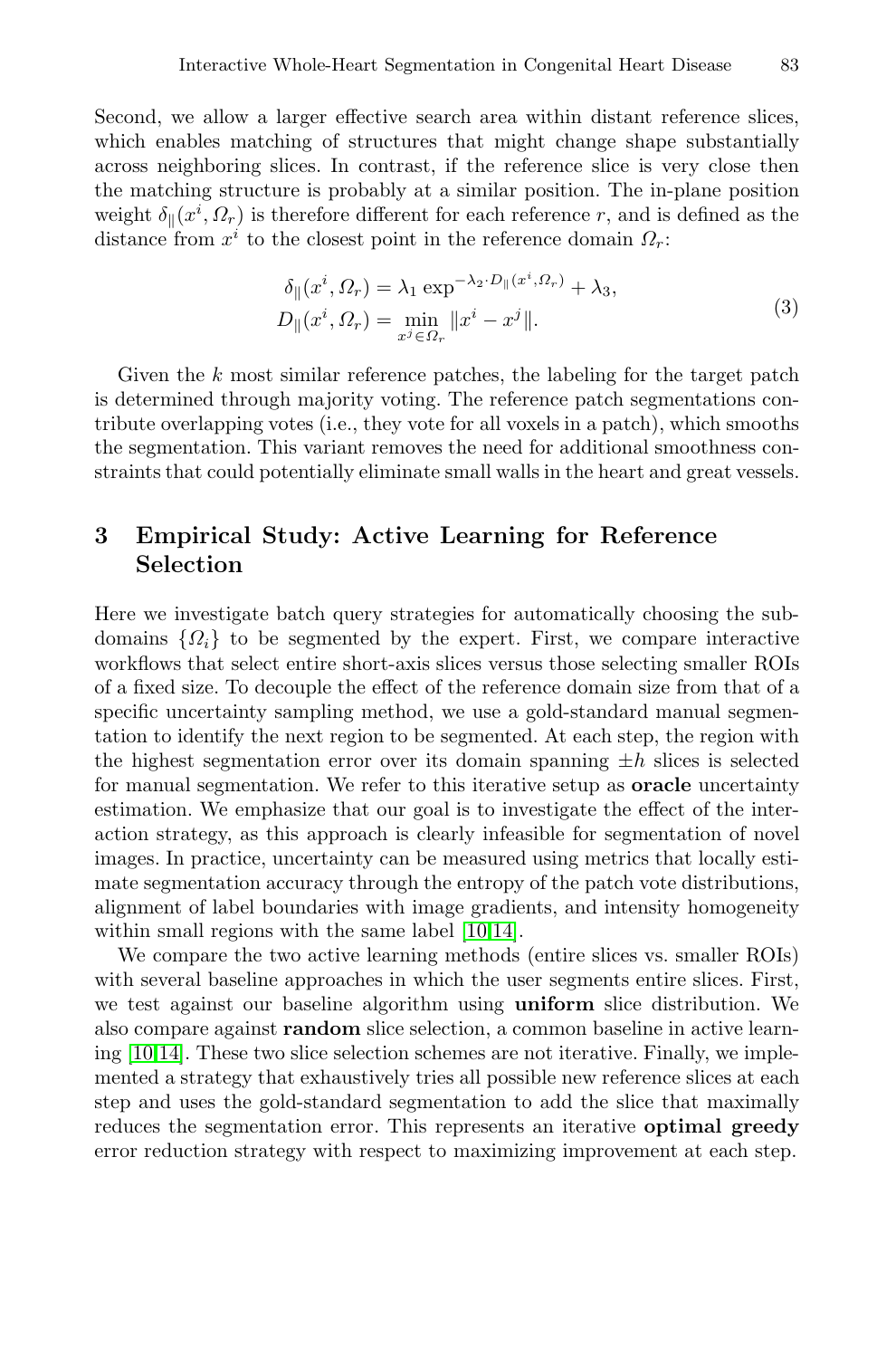Second, we allow a larger effective search area within distant reference slices, which enables matching of structures that might change shape substantially across neighboring slices. In contrast, if the reference slice is very close then the matching structure is probably at a similar position. The in-plane position weight $\delta_{\|}(x^i, \Omega_r)$ is therefore different for each reference $r$, and is defined as the distance from $x^i$ to the closest point in the reference domain $\Omega_r$:

$$
\begin{aligned}
\delta_{\|}(x^i, \Omega_r) &= \lambda_1 \exp^{-\lambda_2 \cdot D_{\|}(x^i, \Omega_r)} + \lambda_3, \\
D_{\|}(x^i, \Omega_r) &= \min_{x^j \in \Omega_r} \|x^i - x^j\|.
\end{aligned}
\tag{3}
$$

Given the $k$ most similar reference patches, the labeling for the target patch is determined through majority voting. The reference patch segmentations contribute overlapping votes (i.e., they vote for all voxels in a patch), which smooths the segmentation. This variant removes the need for additional smoothness constraints that could potentially eliminate small walls in the heart and great vessels.

## 3 Empirical Study: Active Learning for Reference Selection

Here we investigate batch query strategies for automatically choosing the subdomains $\{\Omega_i\}$ to be segmented by the expert. First, we compare interactive workflows that select entire short-axis slices versus those selecting smaller ROIs of a fixed size. To decouple the effect of the reference domain size from that of a specific uncertainty sampling method, we use a gold-standard manual segmentation to identify the next region to be segmented. At each step, the region with the highest segmentation error over its domain spanning $\pm h$ slices is selected for manual segmentation. We refer to this iterative setup as **oracle** uncertainty estimation. We emphasize that our goal is to investigate the effect of the interaction strategy, as this approach is clearly infeasible for segmentation of novel images. In practice, uncertainty can be measured using metrics that locally estimate segmentation accuracy through the entropy of the patch vote distributions, alignment of label boundaries with image gradients, and intensity homogeneity within small regions with the same label [10,14].

We compare the two active learning methods (entire slices vs. smaller ROIs) with several baseline approaches in which the user segments entire slices. First, we test against our baseline algorithm using **uniform** slice distribution. We also compare against **random** slice selection, a common baseline in active learning [10,14]. These two slice selection schemes are not iterative. Finally, we implemented a strategy that exhaustively tries all possible new reference slices at each step and uses the gold-standard segmentation to add the slice that maximally reduces the segmentation error. This represents an iterative **optimal greedy** error reduction strategy with respect to maximizing improvement at each step.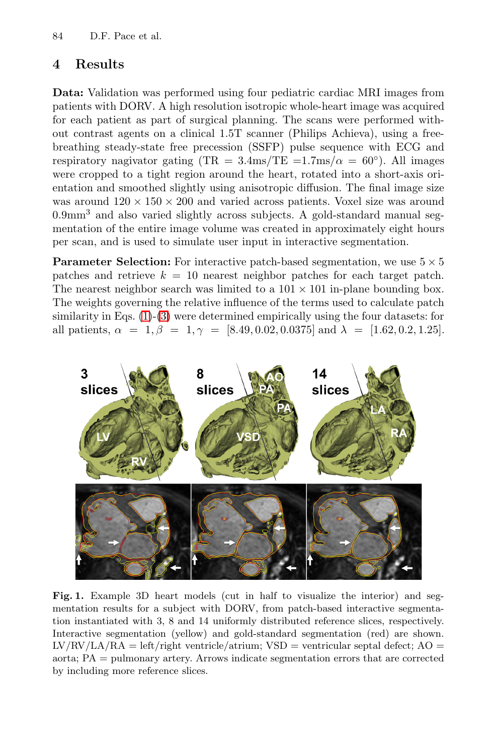## 4 Results

**Data:** Validation was performed using four pediatric cardiac MRI images from patients with DORV. A high resolution isotropic whole-heart image was acquired for each patient as part of surgical planning. The scans were performed without contrast agents on a clinical 1.5T scanner (Philips Achieva), using a free-breathing steady-state free precession (SSFP) pulse sequence with ECG and respiratory nagivator gating (TR = 3.4ms/TE =1.7ms/$\alpha$ = 60°). All images were cropped to a tight region around the heart, rotated into a short-axis orientation and smoothed slightly using anisotropic diffusion. The final image size was around $120 \times 150 \times 200$ and varied across patients. Voxel size was around $0.9\text{mm}^3$ and also varied slightly across subjects. A gold-standard manual segmentation of the entire image volume was created in approximately eight hours per scan, and is used to simulate user input in interactive segmentation.

**Parameter Selection:** For interactive patch-based segmentation, we use $5 \times 5$ patches and retrieve $k = 10$ nearest neighbor patches for each target patch. The nearest neighbor search was limited to a $101 \times 101$ in-plane bounding box. The weights governing the relative influence of the terms used to calculate patch similarity in Eqs. (1)-(3) were determined empirically using the four datasets: for all patients, $\alpha = 1, \beta = 1, \gamma = [8.49, 0.02, 0.0375]$ and $\lambda = [1.62, 0.2, 1.25]$.

**Fig. 1.** Example 3D heart models (cut in half to visualize the interior) and segmentation results for a subject with DORV, from patch-based interactive segmentation instantiated with 3, 8 and 14 uniformly distributed reference slices, respectively. Interactive segmentation (yellow) and gold-standard segmentation (red) are shown. LV/RV/LA/RA = left/right ventricle/atrium; VSD = ventricular septal defect; AO = aorta; PA = pulmonary artery. Arrows indicate segmentation errors that are corrected by including more reference slices.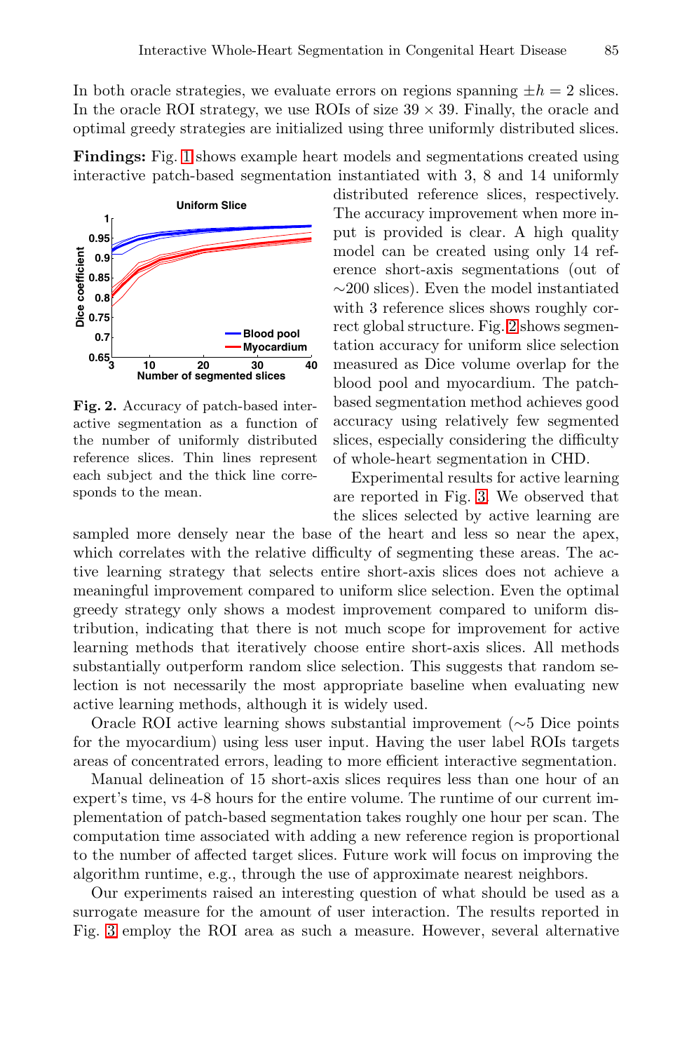In both oracle strategies, we evaluate errors on regions spanning $\pm h = 2$ slices. In the oracle ROI strategy, we use ROIs of size $39 \times 39$. Finally, the oracle and optimal greedy strategies are initialized using three uniformly distributed slices.

**Findings:** Fig. 1 shows example heart models and segmentations created using interactive patch-based segmentation instantiated with 3, 8 and 14 uniformly distributed reference slices, respectively. The accuracy improvement when more input is provided is clear. A high quality model can be created using only 14 reference short-axis segmentations (out of ∼200 slices). Even the model instantiated with 3 reference slices shows roughly correct global structure. Fig. 2 shows segmentation accuracy for uniform slice selection measured as Dice volume overlap for the blood pool and myocardium. The patch-based segmentation method achieves good accuracy using relatively few segmented slices, especially considering the difficulty of whole-heart segmentation in CHD.

**Fig. 2.** Accuracy of patch-based interactive segmentation as a function of the number of uniformly distributed reference slices. Thin lines represent each subject and the thick line corresponds to the mean.

Experimental results for active learning are reported in Fig. 3. We observed that the slices selected by active learning are sampled more densely near the base of the heart and less so near the apex, which correlates with the relative difficulty of segmenting these areas. The active learning strategy that selects entire short-axis slices does not achieve a meaningful improvement compared to uniform slice selection. Even the optimal greedy strategy only shows a modest improvement compared to uniform distribution, indicating that there is not much scope for improvement for active learning methods that iteratively choose entire short-axis slices. All methods substantially outperform random slice selection. This suggests that random selection is not necessarily the most appropriate baseline when evaluating new active learning methods, although it is widely used.

Oracle ROI active learning shows substantial improvement (∼5 Dice points for the myocardium) using less user input. Having the user label ROIs targets areas of concentrated errors, leading to more efficient interactive segmentation.

Manual delineation of 15 short-axis slices requires less than one hour of an expert's time, vs 4-8 hours for the entire volume. The runtime of our current implementation of patch-based segmentation takes roughly one hour per scan. The computation time associated with adding a new reference region is proportional to the number of affected target slices. Future work will focus on improving the algorithm runtime, e.g., through the use of approximate nearest neighbors.

Our experiments raised an interesting question of what should be used as a surrogate measure for the amount of user interaction. The results reported in Fig. 3 employ the ROI area as such a measure. However, several alternative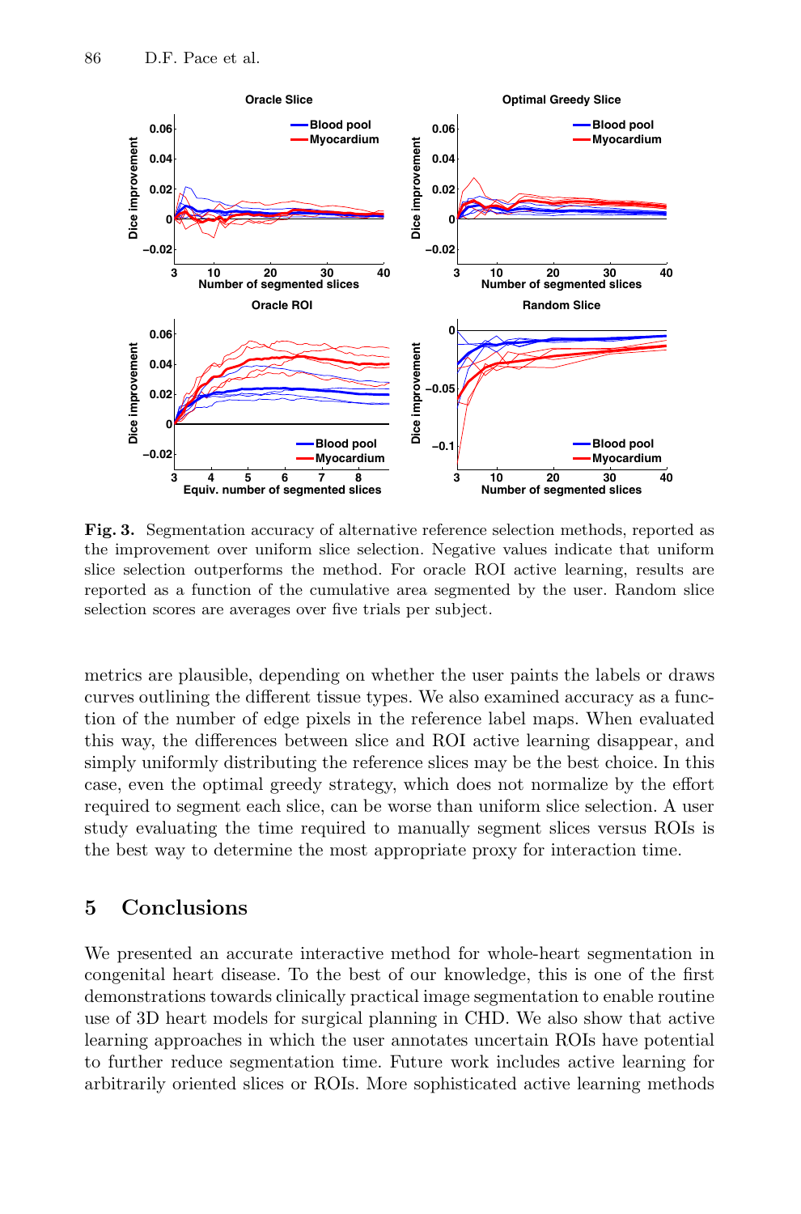**Fig. 3.** Segmentation accuracy of alternative reference selection methods, reported as the improvement over uniform slice selection. Negative values indicate that uniform slice selection outperforms the method. For oracle ROI active learning, results are reported as a function of the cumulative area segmented by the user. Random slice selection scores are averages over five trials per subject.

metrics are plausible, depending on whether the user paints the labels or draws curves outlining the different tissue types. We also examined accuracy as a function of the number of edge pixels in the reference label maps. When evaluated this way, the differences between slice and ROI active learning disappear, and simply uniformly distributing the reference slices may be the best choice. In this case, even the optimal greedy strategy, which does not normalize by the effort required to segment each slice, can be worse than uniform slice selection. A user study evaluating the time required to manually segment slices versus ROIs is the best way to determine the most appropriate proxy for interaction time.

## 5 Conclusions

We presented an accurate interactive method for whole-heart segmentation in congenital heart disease. To the best of our knowledge, this is one of the first demonstrations towards clinically practical image segmentation to enable routine use of 3D heart models for surgical planning in CHD. We also show that active learning approaches in which the user annotates uncertain ROIs have potential to further reduce segmentation time. Future work includes active learning for arbitrarily oriented slices or ROIs. More sophisticated active learning methods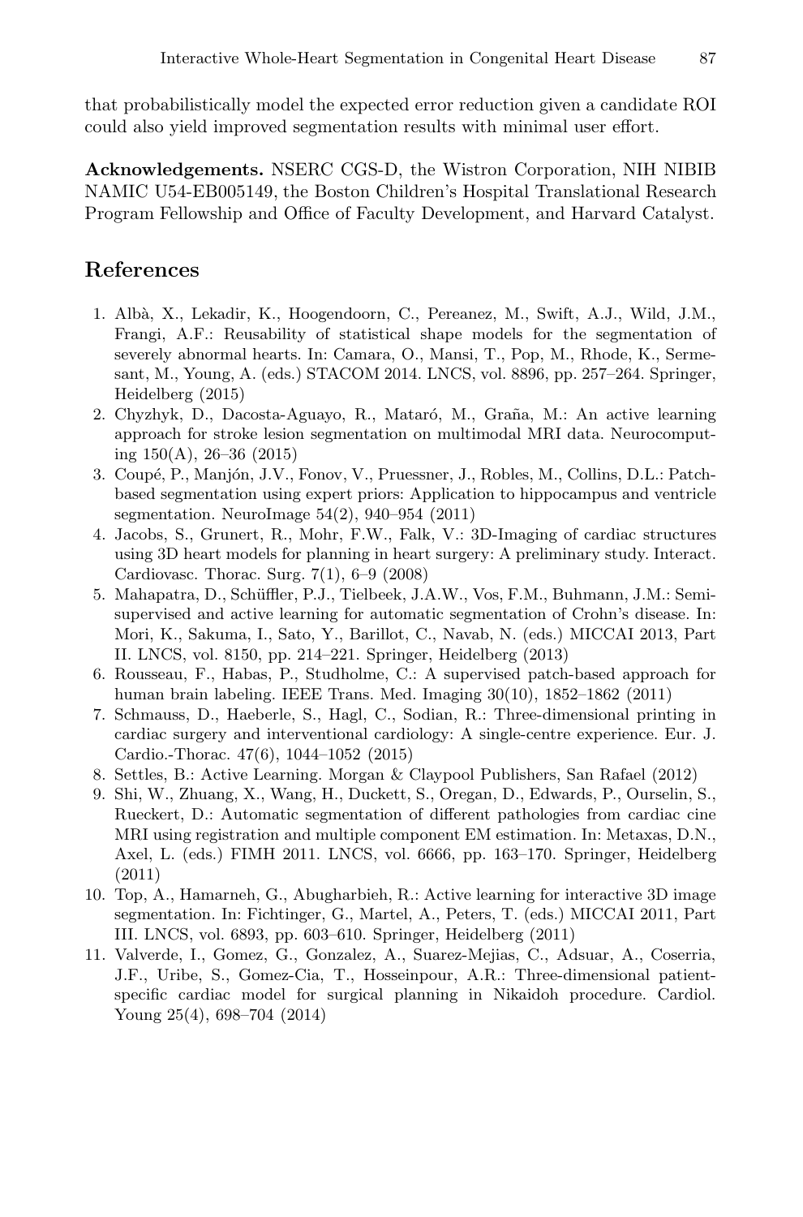that probabilistically model the expected error reduction given a candidate ROI could also yield improved segmentation results with minimal user effort.

**Acknowledgements.** NSERC CGS-D, the Wistron Corporation, NIH NIBIB NAMIC U54-EB005149, the Boston Children's Hospital Translational Research Program Fellowship and Office of Faculty Development, and Harvard Catalyst.

## References

1. Albà, X., Lekadir, K., Hoogendoorn, C., Pereanez, M., Swift, A.J., Wild, J.M., Frangi, A.F.: Reusability of statistical shape models for the segmentation of severely abnormal hearts. In: Camara, O., Mansi, T., Pop, M., Rhode, K., Sermesant, M., Young, A. (eds.) STACOM 2014. LNCS, vol. 8896, pp. 257–264. Springer, Heidelberg (2015)
2. Chyzhyk, D., Dacosta-Aguayo, R., Mataró, M., Graña, M.: An active learning approach for stroke lesion segmentation on multimodal MRI data. Neurocomputing 150(A), 26–36 (2015)
3. Coupé, P., Manjón, J.V., Fonov, V., Pruessner, J., Robles, M., Collins, D.L.: Patch-based segmentation using expert priors: Application to hippocampus and ventricle segmentation. NeuroImage 54(2), 940–954 (2011)
4. Jacobs, S., Grunert, R., Mohr, F.W., Falk, V.: 3D-Imaging of cardiac structures using 3D heart models for planning in heart surgery: A preliminary study. Interact. Cardiovasc. Thorac. Surg. 7(1), 6–9 (2008)
5. Mahapatra, D., Schüffler, P.J., Tielbeek, J.A.W., Vos, F.M., Buhmann, J.M.: Semi-supervised and active learning for automatic segmentation of Crohn's disease. In: Mori, K., Sakuma, I., Sato, Y., Barillot, C., Navab, N. (eds.) MICCAI 2013, Part II. LNCS, vol. 8150, pp. 214–221. Springer, Heidelberg (2013)
6. Rousseau, F., Habas, P., Studholme, C.: A supervised patch-based approach for human brain labeling. IEEE Trans. Med. Imaging 30(10), 1852–1862 (2011)
7. Schmauss, D., Haeberle, S., Hagl, C., Sodian, R.: Three-dimensional printing in cardiac surgery and interventional cardiology: A single-centre experience. Eur. J. Cardio.-Thorac. 47(6), 1044–1052 (2015)
8. Settles, B.: Active Learning. Morgan & Claypool Publishers, San Rafael (2012)
9. Shi, W., Zhuang, X., Wang, H., Duckett, S., Oregan, D., Edwards, P., Ourselin, S., Rueckert, D.: Automatic segmentation of different pathologies from cardiac cine MRI using registration and multiple component EM estimation. In: Metaxas, D.N., Axel, L. (eds.) FIMH 2011. LNCS, vol. 6666, pp. 163–170. Springer, Heidelberg (2011)
10. Top, A., Hamarneh, G., Abugharbieh, R.: Active learning for interactive 3D image segmentation. In: Fichtinger, G., Martel, A., Peters, T. (eds.) MICCAI 2011, Part III. LNCS, vol. 6893, pp. 603–610. Springer, Heidelberg (2011)
11. Valverde, I., Gomez, G., Gonzalez, A., Suarez-Mejias, C., Adsuar, A., Coserria, J.F., Uribe, S., Gomez-Cia, T., Hosseinpour, A.R.: Three-dimensional patient-specific cardiac model for surgical planning in Nikaidoh procedure. Cardiol. Young 25(4), 698–704 (2014)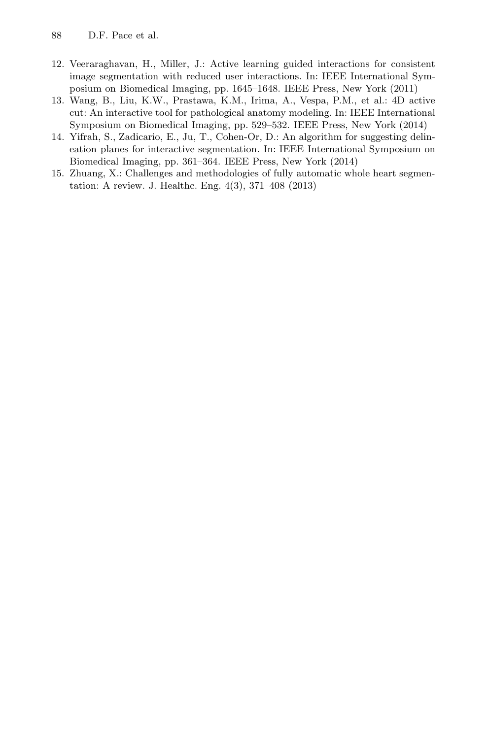12. Veeraraghavan, H., Miller, J.: Active learning guided interactions for consistent image segmentation with reduced user interactions. In: IEEE International Symposium on Biomedical Imaging, pp. 1645–1648. IEEE Press, New York (2011)
13. Wang, B., Liu, K.W., Prastawa, K.M., Irima, A., Vespa, P.M., et al.: 4D active cut: An interactive tool for pathological anatomy modeling. In: IEEE International Symposium on Biomedical Imaging, pp. 529–532. IEEE Press, New York (2014)
14. Yifrah, S., Zadicario, E., Ju, T., Cohen-Or, D.: An algorithm for suggesting delineation planes for interactive segmentation. In: IEEE International Symposium on Biomedical Imaging, pp. 361–364. IEEE Press, New York (2014)
15. Zhuang, X.: Challenges and methodologies of fully automatic whole heart segmentation: A review. J. Healthc. Eng. 4(3), 371–408 (2013)